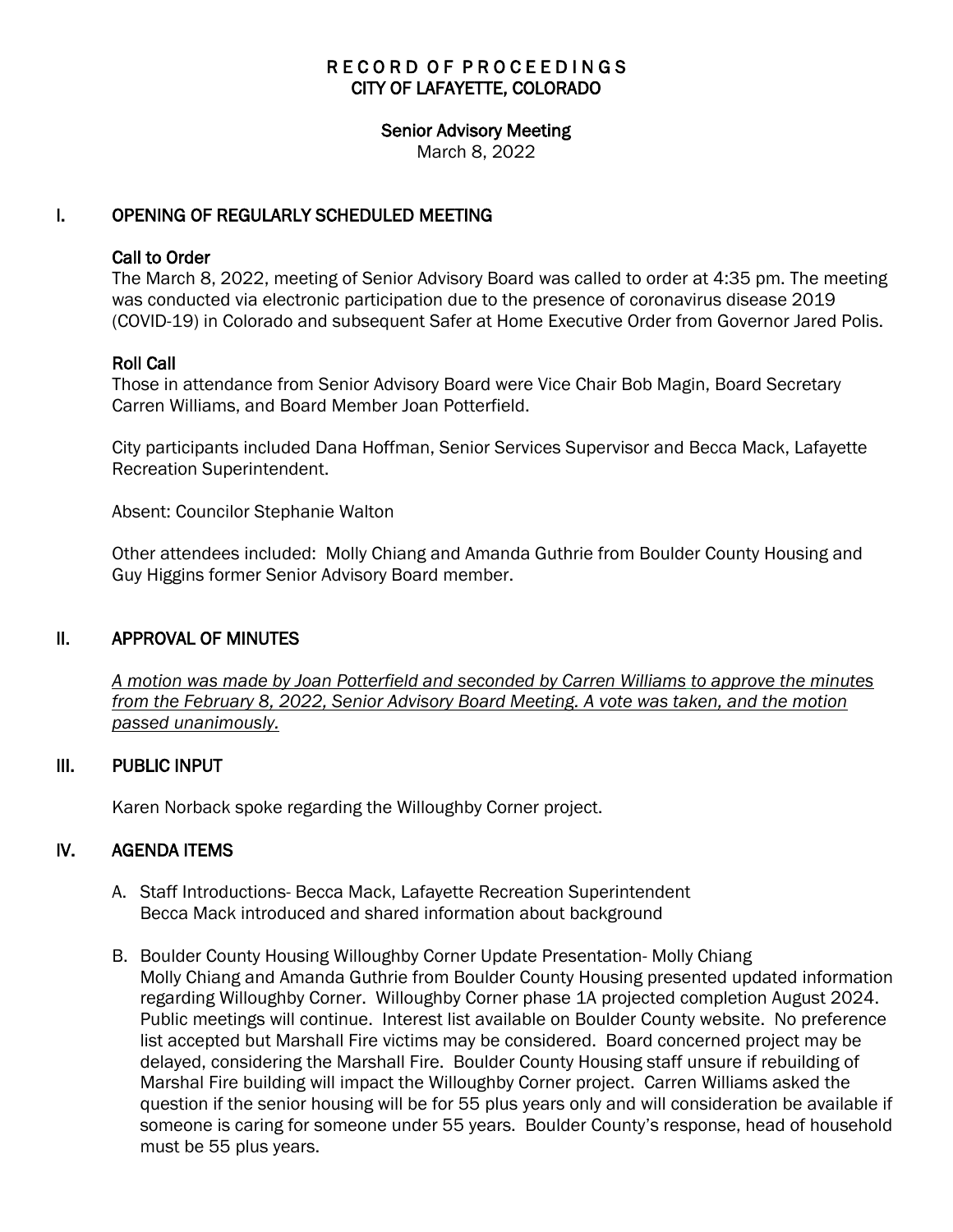# RECORD OF PROCEEDINGS
# CITY OF LAFAYETTE, COLORADO

## Senior Advisory Meeting

March 8, 2022

## I. OPENING OF REGULARLY SCHEDULED MEETING

### Call to Order

The March 8, 2022, meeting of Senior Advisory Board was called to order at 4:35 pm. The meeting was conducted via electronic participation due to the presence of coronavirus disease 2019 (COVID-19) in Colorado and subsequent Safer at Home Executive Order from Governor Jared Polis.

### Roll Call

Those in attendance from Senior Advisory Board were Vice Chair Bob Magin, Board Secretary Carren Williams, and Board Member Joan Potterfield.

City participants included Dana Hoffman, Senior Services Supervisor and Becca Mack, Lafayette Recreation Superintendent.

Absent: Councilor Stephanie Walton

Other attendees included: Molly Chiang and Amanda Guthrie from Boulder County Housing and Guy Higgins former Senior Advisory Board member.

## II. APPROVAL OF MINUTES

*A motion was made by Joan Potterfield and seconded by Carren Williams to approve the minutes from the February 8, 2022, Senior Advisory Board Meeting. A vote was taken, and the motion passed unanimously.*

## III. PUBLIC INPUT

Karen Norback spoke regarding the Willoughby Corner project.

## IV. AGENDA ITEMS

A. Staff Introductions- Becca Mack, Lafayette Recreation Superintendent
Becca Mack introduced and shared information about background

B. Boulder County Housing Willoughby Corner Update Presentation- Molly Chiang
Molly Chiang and Amanda Guthrie from Boulder County Housing presented updated information regarding Willoughby Corner. Willoughby Corner phase 1A projected completion August 2024. Public meetings will continue. Interest list available on Boulder County website. No preference list accepted but Marshall Fire victims may be considered. Board concerned project may be delayed, considering the Marshall Fire. Boulder County Housing staff unsure if rebuilding of Marshal Fire building will impact the Willoughby Corner project. Carren Williams asked the question if the senior housing will be for 55 plus years only and will consideration be available if someone is caring for someone under 55 years. Boulder County's response, head of household must be 55 plus years.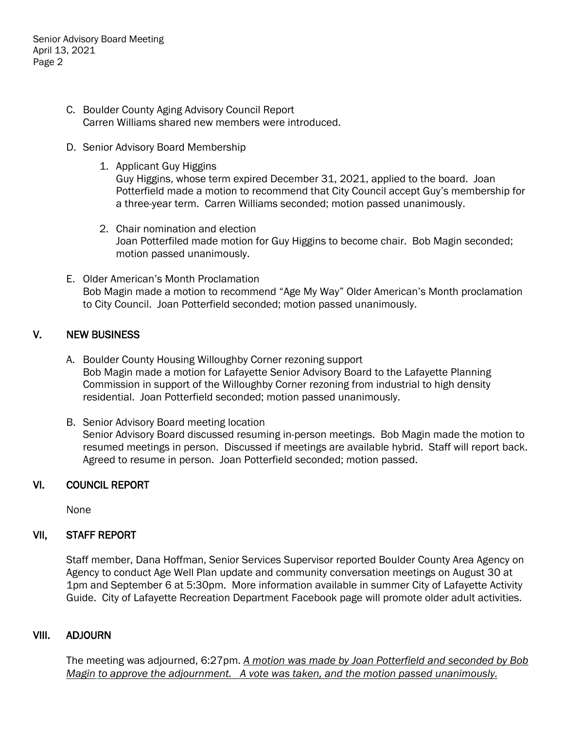C. Boulder County Aging Advisory Council Report
   Carren Williams shared new members were introduced.

D. Senior Advisory Board Membership

   1. Applicant Guy Higgins
      Guy Higgins, whose term expired December 31, 2021, applied to the board. Joan Potterfield made a motion to recommend that City Council accept Guy's membership for a three-year term. Carren Williams seconded; motion passed unanimously.

   2. Chair nomination and election
      Joan Potterfiled made motion for Guy Higgins to become chair. Bob Magin seconded; motion passed unanimously.

E. Older American's Month Proclamation
   Bob Magin made a motion to recommend "Age My Way" Older American's Month proclamation to City Council. Joan Potterfield seconded; motion passed unanimously.

## V. NEW BUSINESS

A. Boulder County Housing Willoughby Corner rezoning support
   Bob Magin made a motion for Lafayette Senior Advisory Board to the Lafayette Planning Commission in support of the Willoughby Corner rezoning from industrial to high density residential. Joan Potterfield seconded; motion passed unanimously.

B. Senior Advisory Board meeting location
   Senior Advisory Board discussed resuming in-person meetings. Bob Magin made the motion to resumed meetings in person. Discussed if meetings are available hybrid. Staff will report back. Agreed to resume in person. Joan Potterfield seconded; motion passed.

## VI. COUNCIL REPORT

None

## VII, STAFF REPORT

Staff member, Dana Hoffman, Senior Services Supervisor reported Boulder County Area Agency on Agency to conduct Age Well Plan update and community conversation meetings on August 30 at 1pm and September 6 at 5:30pm. More information available in summer City of Lafayette Activity Guide. City of Lafayette Recreation Department Facebook page will promote older adult activities.

## VIII. ADJOURN

The meeting was adjourned, 6:27pm. *A motion was made by Joan Potterfield and seconded by Bob Magin to approve the adjournment. A vote was taken, and the motion passed unanimously.*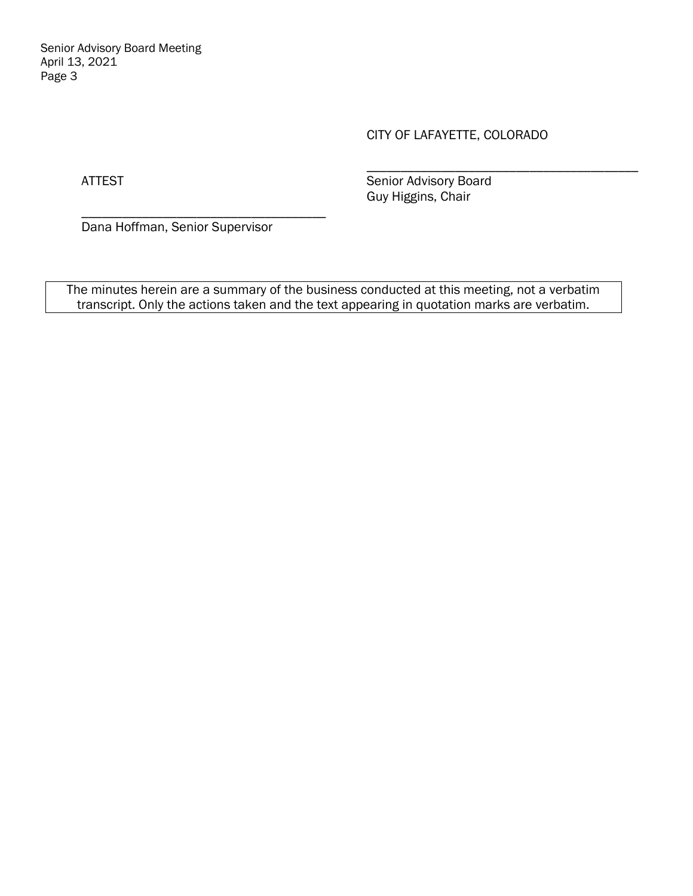CITY OF LAFAYETTE, COLORADO

ATTEST

\_\_\_\_\_\_\_\_\_\_\_\_\_\_\_\_\_\_\_\_\_\_\_\_\_\_\_\_\_\_\_\_\_\_\_\_\_\_\_\_

Senior Advisory Board
Guy Higgins, Chair

\_\_\_\_\_\_\_\_\_\_\_\_\_\_\_\_\_\_\_\_\_\_\_\_\_\_\_\_\_\_\_\_\_\_\_\_

Dana Hoffman, Senior Supervisor

The minutes herein are a summary of the business conducted at this meeting, not a verbatim transcript. Only the actions taken and the text appearing in quotation marks are verbatim.